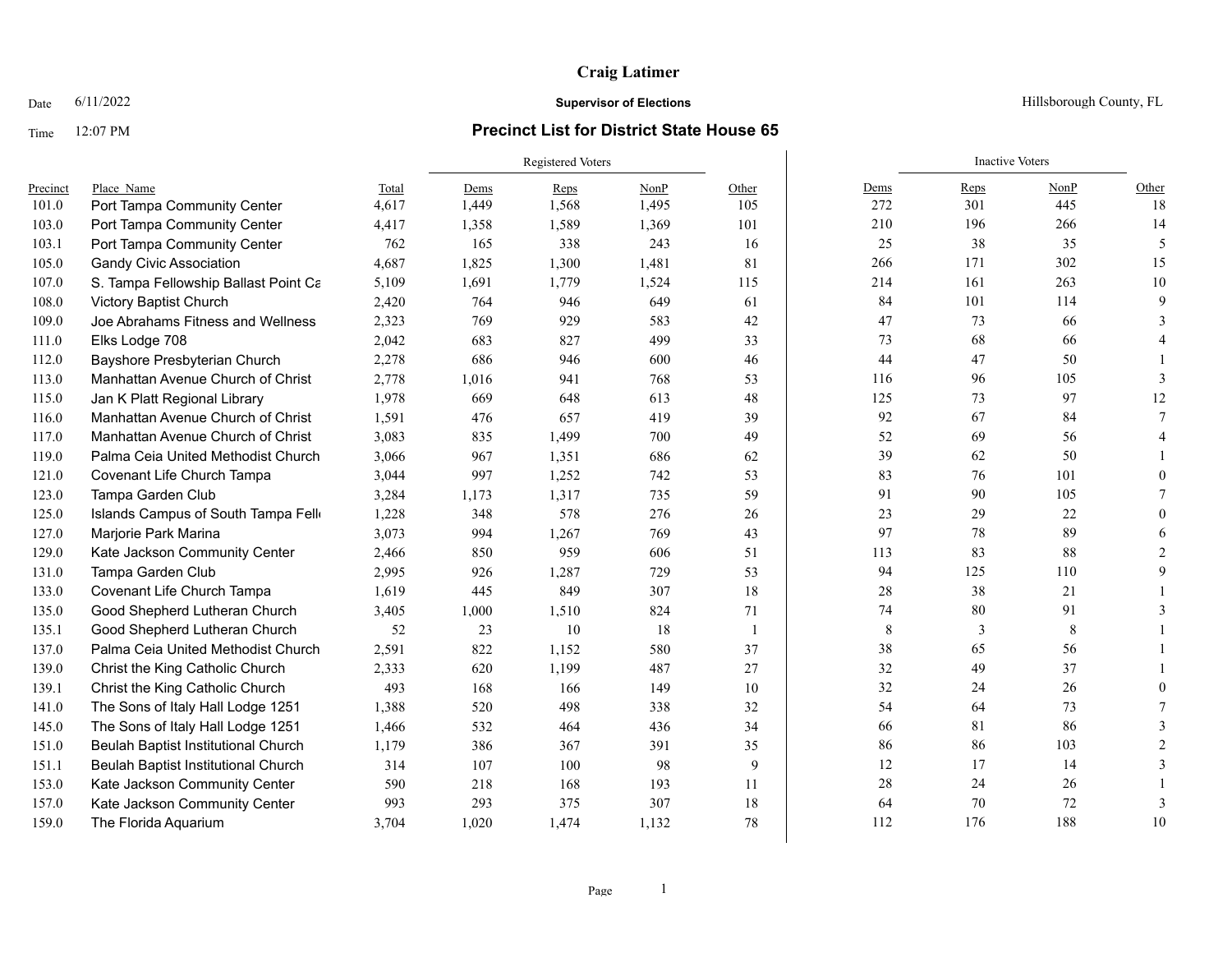# Craig Latimer

Date 6/11/2022 **Supervisor of Elections** Hillsborough County, FL

Time 12:07 PM

## Precinct List for District State House 65

| | | | Registered Voters | | | | Inactive Voters | | | |
|---|---|---|---|---|---|---|---|---|---|---|
| Precinct | Place_Name | Total | Dems | Reps | NonP | Other | Dems | Reps | NonP | Other |
| 101.0 | Port Tampa Community Center | 4,617 | 1,449 | 1,568 | 1,495 | 105 | 272 | 301 | 445 | 18 |
| 103.0 | Port Tampa Community Center | 4,417 | 1,358 | 1,589 | 1,369 | 101 | 210 | 196 | 266 | 14 |
| 103.1 | Port Tampa Community Center | 762 | 165 | 338 | 243 | 16 | 25 | 38 | 35 | 5 |
| 105.0 | Gandy Civic Association | 4,687 | 1,825 | 1,300 | 1,481 | 81 | 266 | 171 | 302 | 15 |
| 107.0 | S. Tampa Fellowship Ballast Point Ca | 5,109 | 1,691 | 1,779 | 1,524 | 115 | 214 | 161 | 263 | 10 |
| 108.0 | Victory Baptist Church | 2,420 | 764 | 946 | 649 | 61 | 84 | 101 | 114 | 9 |
| 109.0 | Joe Abrahams Fitness and Wellness | 2,323 | 769 | 929 | 583 | 42 | 47 | 73 | 66 | 3 |
| 111.0 | Elks Lodge 708 | 2,042 | 683 | 827 | 499 | 33 | 73 | 68 | 66 | 4 |
| 112.0 | Bayshore Presbyterian Church | 2,278 | 686 | 946 | 600 | 46 | 44 | 47 | 50 | 1 |
| 113.0 | Manhattan Avenue Church of Christ | 2,778 | 1,016 | 941 | 768 | 53 | 116 | 96 | 105 | 3 |
| 115.0 | Jan K Platt Regional Library | 1,978 | 669 | 648 | 613 | 48 | 125 | 73 | 97 | 12 |
| 116.0 | Manhattan Avenue Church of Christ | 1,591 | 476 | 657 | 419 | 39 | 92 | 67 | 84 | 7 |
| 117.0 | Manhattan Avenue Church of Christ | 3,083 | 835 | 1,499 | 700 | 49 | 52 | 69 | 56 | 4 |
| 119.0 | Palma Ceia United Methodist Church | 3,066 | 967 | 1,351 | 686 | 62 | 39 | 62 | 50 | 1 |
| 121.0 | Covenant Life Church Tampa | 3,044 | 997 | 1,252 | 742 | 53 | 83 | 76 | 101 | 0 |
| 123.0 | Tampa Garden Club | 3,284 | 1,173 | 1,317 | 735 | 59 | 91 | 90 | 105 | 7 |
| 125.0 | Islands Campus of South Tampa Fell | 1,228 | 348 | 578 | 276 | 26 | 23 | 29 | 22 | 0 |
| 127.0 | Marjorie Park Marina | 3,073 | 994 | 1,267 | 769 | 43 | 97 | 78 | 89 | 6 |
| 129.0 | Kate Jackson Community Center | 2,466 | 850 | 959 | 606 | 51 | 113 | 83 | 88 | 2 |
| 131.0 | Tampa Garden Club | 2,995 | 926 | 1,287 | 729 | 53 | 94 | 125 | 110 | 9 |
| 133.0 | Covenant Life Church Tampa | 1,619 | 445 | 849 | 307 | 18 | 28 | 38 | 21 | 1 |
| 135.0 | Good Shepherd Lutheran Church | 3,405 | 1,000 | 1,510 | 824 | 71 | 74 | 80 | 91 | 3 |
| 135.1 | Good Shepherd Lutheran Church | 52 | 23 | 10 | 18 | 1 | 8 | 3 | 8 | 1 |
| 137.0 | Palma Ceia United Methodist Church | 2,591 | 822 | 1,152 | 580 | 37 | 38 | 65 | 56 | 1 |
| 139.0 | Christ the King Catholic Church | 2,333 | 620 | 1,199 | 487 | 27 | 32 | 49 | 37 | 1 |
| 139.1 | Christ the King Catholic Church | 493 | 168 | 166 | 149 | 10 | 32 | 24 | 26 | 0 |
| 141.0 | The Sons of Italy Hall Lodge 1251 | 1,388 | 520 | 498 | 338 | 32 | 54 | 64 | 73 | 7 |
| 145.0 | The Sons of Italy Hall Lodge 1251 | 1,466 | 532 | 464 | 436 | 34 | 66 | 81 | 86 | 3 |
| 151.0 | Beulah Baptist Institutional Church | 1,179 | 386 | 367 | 391 | 35 | 86 | 86 | 103 | 2 |
| 151.1 | Beulah Baptist Institutional Church | 314 | 107 | 100 | 98 | 9 | 12 | 17 | 14 | 3 |
| 153.0 | Kate Jackson Community Center | 590 | 218 | 168 | 193 | 11 | 28 | 24 | 26 | 1 |
| 157.0 | Kate Jackson Community Center | 993 | 293 | 375 | 307 | 18 | 64 | 70 | 72 | 3 |
| 159.0 | The Florida Aquarium | 3,704 | 1,020 | 1,474 | 1,132 | 78 | 112 | 176 | 188 | 10 |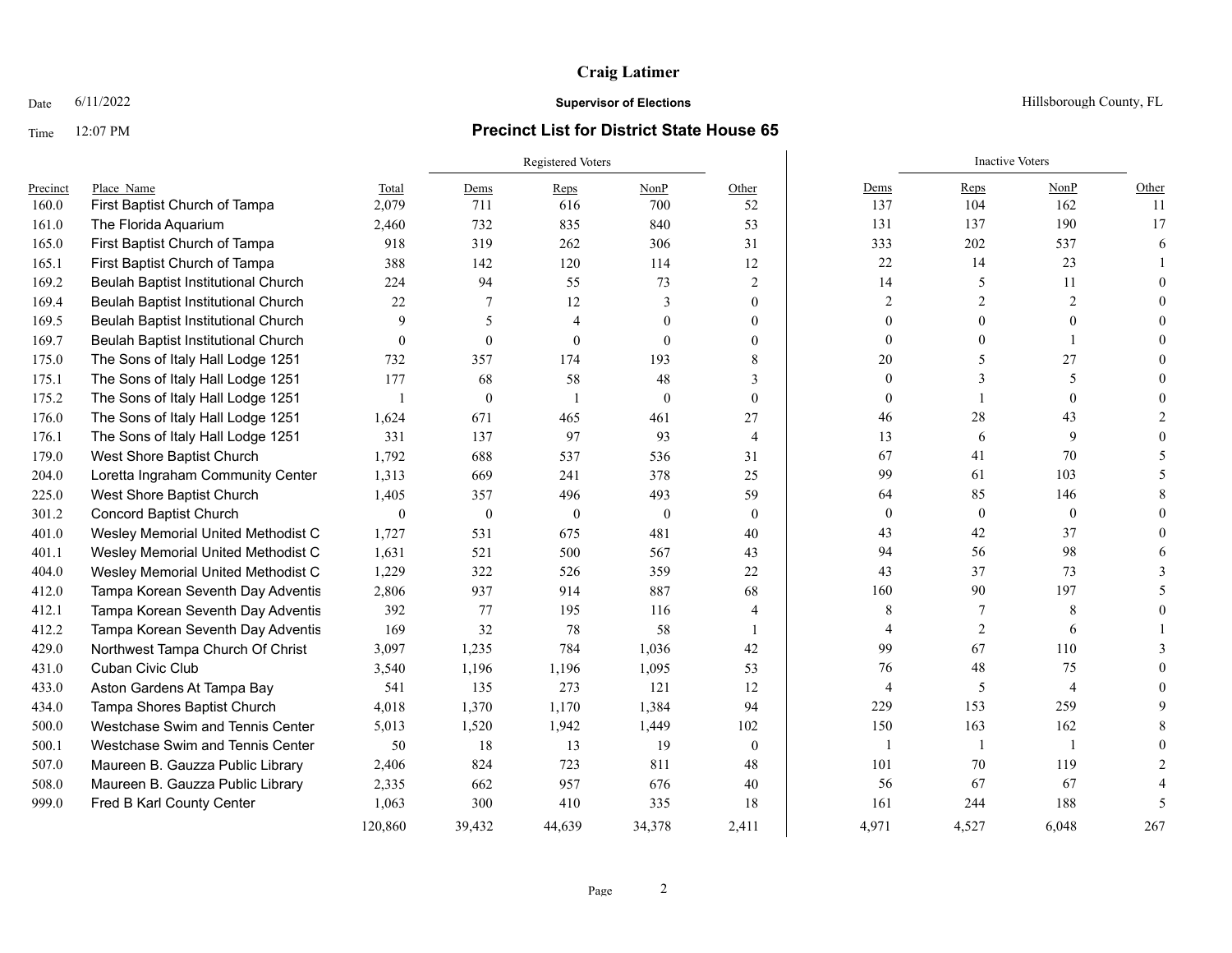# Craig Latimer

Date 6/11/2022 **Supervisor of Elections** Hillsborough County, FL

Time 12:07 PM **Precinct List for District State House 65**

| Precinct | Place_Name | Total | Registered Voters | | | | Inactive Voters | | | |
|---|---|---|---|---|---|---|---|---|---|---|
| | | | Dems | Reps | NonP | Other | Dems | Reps | NonP | Other |
| 160.0 | First Baptist Church of Tampa | 2,079 | 711 | 616 | 700 | 52 | 137 | 104 | 162 | 11 |
| 161.0 | The Florida Aquarium | 2,460 | 732 | 835 | 840 | 53 | 131 | 137 | 190 | 17 |
| 165.0 | First Baptist Church of Tampa | 918 | 319 | 262 | 306 | 31 | 333 | 202 | 537 | 6 |
| 165.1 | First Baptist Church of Tampa | 388 | 142 | 120 | 114 | 12 | 22 | 14 | 23 | 1 |
| 169.2 | Beulah Baptist Institutional Church | 224 | 94 | 55 | 73 | 2 | 14 | 5 | 11 | 0 |
| 169.4 | Beulah Baptist Institutional Church | 22 | 7 | 12 | 3 | 0 | 2 | 2 | 2 | 0 |
| 169.5 | Beulah Baptist Institutional Church | 9 | 5 | 4 | 0 | 0 | 0 | 0 | 0 | 0 |
| 169.7 | Beulah Baptist Institutional Church | 0 | 0 | 0 | 0 | 0 | 0 | 0 | 1 | 0 |
| 175.0 | The Sons of Italy Hall Lodge 1251 | 732 | 357 | 174 | 193 | 8 | 20 | 5 | 27 | 0 |
| 175.1 | The Sons of Italy Hall Lodge 1251 | 177 | 68 | 58 | 48 | 3 | 0 | 3 | 5 | 0 |
| 175.2 | The Sons of Italy Hall Lodge 1251 | 1 | 0 | 1 | 0 | 0 | 0 | 1 | 0 | 0 |
| 176.0 | The Sons of Italy Hall Lodge 1251 | 1,624 | 671 | 465 | 461 | 27 | 46 | 28 | 43 | 2 |
| 176.1 | The Sons of Italy Hall Lodge 1251 | 331 | 137 | 97 | 93 | 4 | 13 | 6 | 9 | 0 |
| 179.0 | West Shore Baptist Church | 1,792 | 688 | 537 | 536 | 31 | 67 | 41 | 70 | 5 |
| 204.0 | Loretta Ingraham Community Center | 1,313 | 669 | 241 | 378 | 25 | 99 | 61 | 103 | 5 |
| 225.0 | West Shore Baptist Church | 1,405 | 357 | 496 | 493 | 59 | 64 | 85 | 146 | 8 |
| 301.2 | Concord Baptist Church | 0 | 0 | 0 | 0 | 0 | 0 | 0 | 0 | 0 |
| 401.0 | Wesley Memorial United Methodist C | 1,727 | 531 | 675 | 481 | 40 | 43 | 42 | 37 | 0 |
| 401.1 | Wesley Memorial United Methodist C | 1,631 | 521 | 500 | 567 | 43 | 94 | 56 | 98 | 6 |
| 404.0 | Wesley Memorial United Methodist C | 1,229 | 322 | 526 | 359 | 22 | 43 | 37 | 73 | 3 |
| 412.0 | Tampa Korean Seventh Day Adventis | 2,806 | 937 | 914 | 887 | 68 | 160 | 90 | 197 | 5 |
| 412.1 | Tampa Korean Seventh Day Adventis | 392 | 77 | 195 | 116 | 4 | 8 | 7 | 8 | 0 |
| 412.2 | Tampa Korean Seventh Day Adventis | 169 | 32 | 78 | 58 | 1 | 4 | 2 | 6 | 1 |
| 429.0 | Northwest Tampa Church Of Christ | 3,097 | 1,235 | 784 | 1,036 | 42 | 99 | 67 | 110 | 3 |
| 431.0 | Cuban Civic Club | 3,540 | 1,196 | 1,196 | 1,095 | 53 | 76 | 48 | 75 | 0 |
| 433.0 | Aston Gardens At Tampa Bay | 541 | 135 | 273 | 121 | 12 | 4 | 5 | 4 | 0 |
| 434.0 | Tampa Shores Baptist Church | 4,018 | 1,370 | 1,170 | 1,384 | 94 | 229 | 153 | 259 | 9 |
| 500.0 | Westchase Swim and Tennis Center | 5,013 | 1,520 | 1,942 | 1,449 | 102 | 150 | 163 | 162 | 8 |
| 500.1 | Westchase Swim and Tennis Center | 50 | 18 | 13 | 19 | 0 | 1 | 1 | 1 | 0 |
| 507.0 | Maureen B. Gauzza Public Library | 2,406 | 824 | 723 | 811 | 48 | 101 | 70 | 119 | 2 |
| 508.0 | Maureen B. Gauzza Public Library | 2,335 | 662 | 957 | 676 | 40 | 56 | 67 | 67 | 4 |
| 999.0 | Fred B Karl County Center | 1,063 | 300 | 410 | 335 | 18 | 161 | 244 | 188 | 5 |
| | | 120,860 | 39,432 | 44,639 | 34,378 | 2,411 | 4,971 | 4,527 | 6,048 | 267 |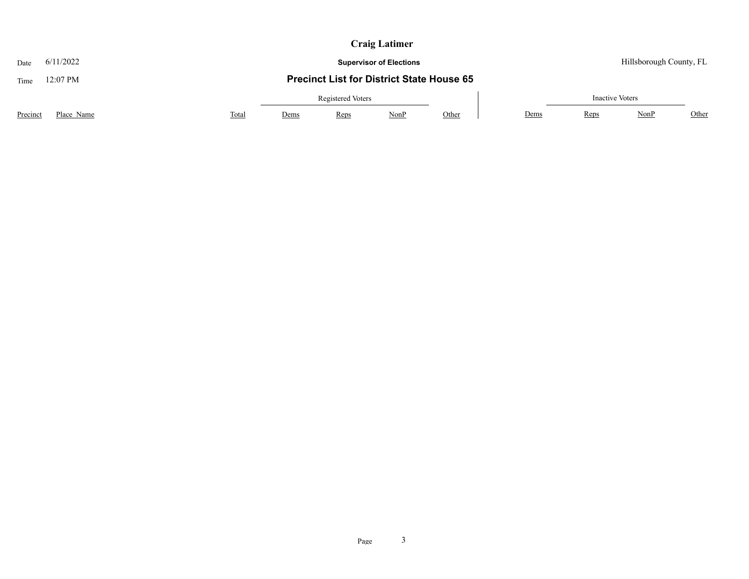**Craig Latimer**

Date 6/11/2022 | **Supervisor of Elections** | Hillsborough County, FL

Time 12:07 PM

## Precinct List for District State House 65

| | | | Registered Voters | | | | Inactive Voters | | | |
|---|---|---|---|---|---|---|---|---|---|---|
| Precinct | Place Name | Total | Dems | Reps | NonP | Other | Dems | Reps | NonP | Other |